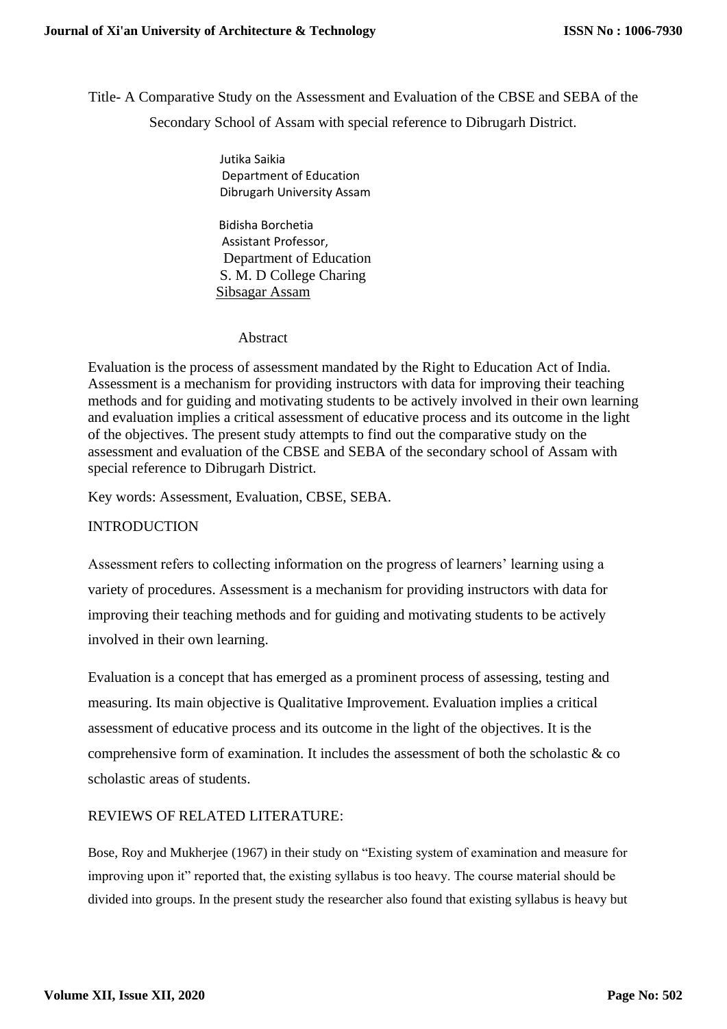# Title- A Comparative Study on the Assessment and Evaluation of the CBSE and SEBA of the Secondary School of Assam with special reference to Dibrugarh District.

Jutika Saikia
Department of Education
Dibrugarh University Assam

Bidisha Borchetia
Assistant Professor,
Department of Education
S. M. D College Charing
Sibsagar Assam

## Abstract

Evaluation is the process of assessment mandated by the Right to Education Act of India. Assessment is a mechanism for providing instructors with data for improving their teaching methods and for guiding and motivating students to be actively involved in their own learning and evaluation implies a critical assessment of educative process and its outcome in the light of the objectives. The present study attempts to find out the comparative study on the assessment and evaluation of the CBSE and SEBA of the secondary school of Assam with special reference to Dibrugarh District.

Key words: Assessment, Evaluation, CBSE, SEBA.

## INTRODUCTION

Assessment refers to collecting information on the progress of learners' learning using a variety of procedures. Assessment is a mechanism for providing instructors with data for improving their teaching methods and for guiding and motivating students to be actively involved in their own learning.

Evaluation is a concept that has emerged as a prominent process of assessing, testing and measuring. Its main objective is Qualitative Improvement. Evaluation implies a critical assessment of educative process and its outcome in the light of the objectives. It is the comprehensive form of examination. It includes the assessment of both the scholastic & co scholastic areas of students.

## REVIEWS OF RELATED LITERATURE:

Bose, Roy and Mukherjee (1967) in their study on "Existing system of examination and measure for improving upon it" reported that, the existing syllabus is too heavy. The course material should be divided into groups. In the present study the researcher also found that existing syllabus is heavy but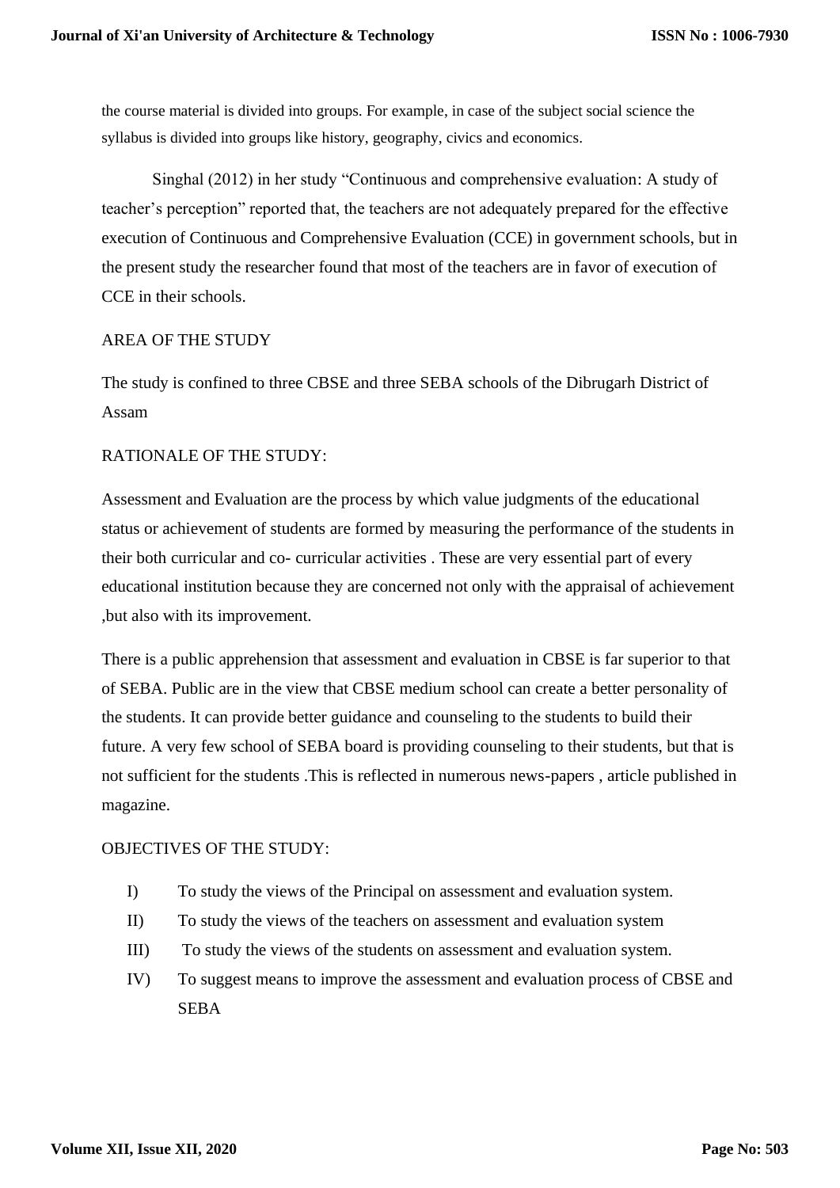the course material is divided into groups. For example, in case of the subject social science the syllabus is divided into groups like history, geography, civics and economics.

Singhal (2012) in her study "Continuous and comprehensive evaluation: A study of teacher's perception" reported that, the teachers are not adequately prepared for the effective execution of Continuous and Comprehensive Evaluation (CCE) in government schools, but in the present study the researcher found that most of the teachers are in favor of execution of CCE in their schools.

## AREA OF THE STUDY

The study is confined to three CBSE and three SEBA schools of the Dibrugarh District of Assam

## RATIONALE OF THE STUDY:

Assessment and Evaluation are the process by which value judgments of the educational status or achievement of students are formed by measuring the performance of the students in their both curricular and co- curricular activities . These are very essential part of every educational institution because they are concerned not only with the appraisal of achievement ,but also with its improvement.

There is a public apprehension that assessment and evaluation in CBSE is far superior to that of SEBA. Public are in the view that CBSE medium school can create a better personality of the students. It can provide better guidance and counseling to the students to build their future. A very few school of SEBA board is providing counseling to their students, but that is not sufficient for the students .This is reflected in numerous news-papers , article published in magazine.

## OBJECTIVES OF THE STUDY:

I) To study the views of the Principal on assessment and evaluation system.

II) To study the views of the teachers on assessment and evaluation system

III) To study the views of the students on assessment and evaluation system.

IV) To suggest means to improve the assessment and evaluation process of CBSE and SEBA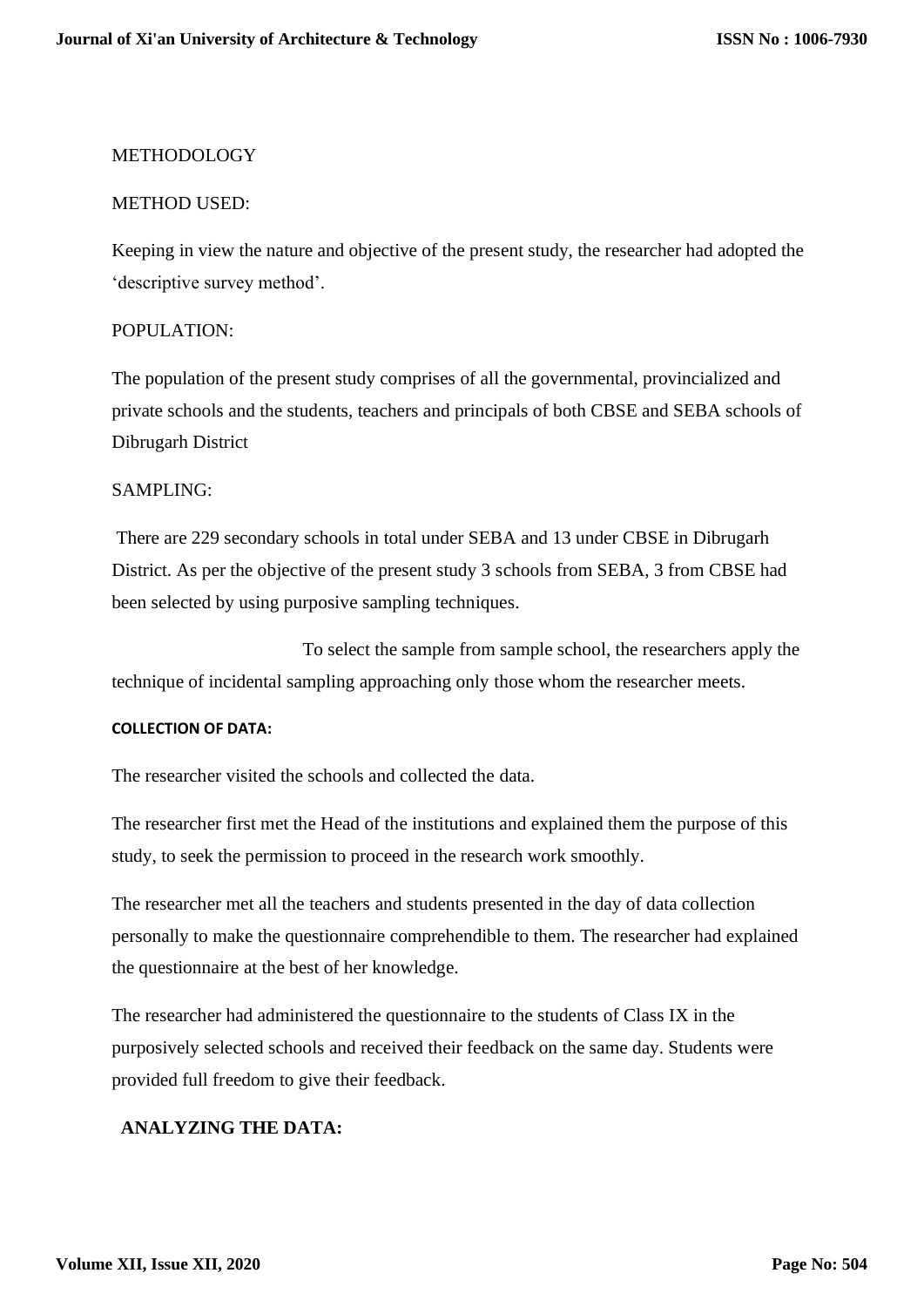## METHODOLOGY

### METHOD USED:

Keeping in view the nature and objective of the present study, the researcher had adopted the 'descriptive survey method'.

### POPULATION:

The population of the present study comprises of all the governmental, provincialized and private schools and the students, teachers and principals of both CBSE and SEBA schools of Dibrugarh District

### SAMPLING:

There are 229 secondary schools in total under SEBA and 13 under CBSE in Dibrugarh District. As per the objective of the present study 3 schools from SEBA, 3 from CBSE had been selected by using purposive sampling techniques.

To select the sample from sample school, the researchers apply the technique of incidental sampling approaching only those whom the researcher meets.

### COLLECTION OF DATA:

The researcher visited the schools and collected the data.

The researcher first met the Head of the institutions and explained them the purpose of this study, to seek the permission to proceed in the research work smoothly.

The researcher met all the teachers and students presented in the day of data collection personally to make the questionnaire comprehendible to them. The researcher had explained the questionnaire at the best of her knowledge.

The researcher had administered the questionnaire to the students of Class IX in the purposively selected schools and received their feedback on the same day. Students were provided full freedom to give their feedback.

### ANALYZING THE DATA: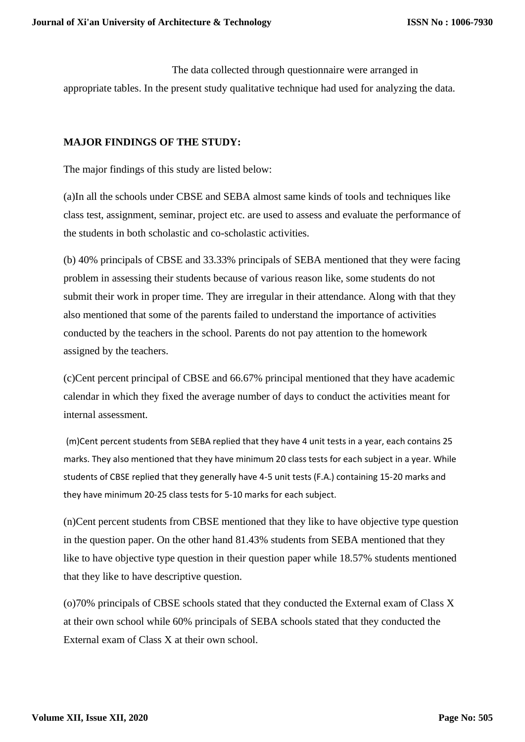The data collected through questionnaire were arranged in appropriate tables. In the present study qualitative technique had used for analyzing the data.

**MAJOR FINDINGS OF THE STUDY:**

The major findings of this study are listed below:

(a)In all the schools under CBSE and SEBA almost same kinds of tools and techniques like class test, assignment, seminar, project etc. are used to assess and evaluate the performance of the students in both scholastic and co-scholastic activities.

(b) 40% principals of CBSE and 33.33% principals of SEBA mentioned that they were facing problem in assessing their students because of various reason like, some students do not submit their work in proper time. They are irregular in their attendance. Along with that they also mentioned that some of the parents failed to understand the importance of activities conducted by the teachers in the school. Parents do not pay attention to the homework assigned by the teachers.

(c)Cent percent principal of CBSE and 66.67% principal mentioned that they have academic calendar in which they fixed the average number of days to conduct the activities meant for internal assessment.

(m)Cent percent students from SEBA replied that they have 4 unit tests in a year, each contains 25 marks. They also mentioned that they have minimum 20 class tests for each subject in a year. While students of CBSE replied that they generally have 4-5 unit tests (F.A.) containing 15-20 marks and they have minimum 20-25 class tests for 5-10 marks for each subject.

(n)Cent percent students from CBSE mentioned that they like to have objective type question in the question paper. On the other hand 81.43% students from SEBA mentioned that they like to have objective type question in their question paper while 18.57% students mentioned that they like to have descriptive question.

(o)70% principals of CBSE schools stated that they conducted the External exam of Class X at their own school while 60% principals of SEBA schools stated that they conducted the External exam of Class X at their own school.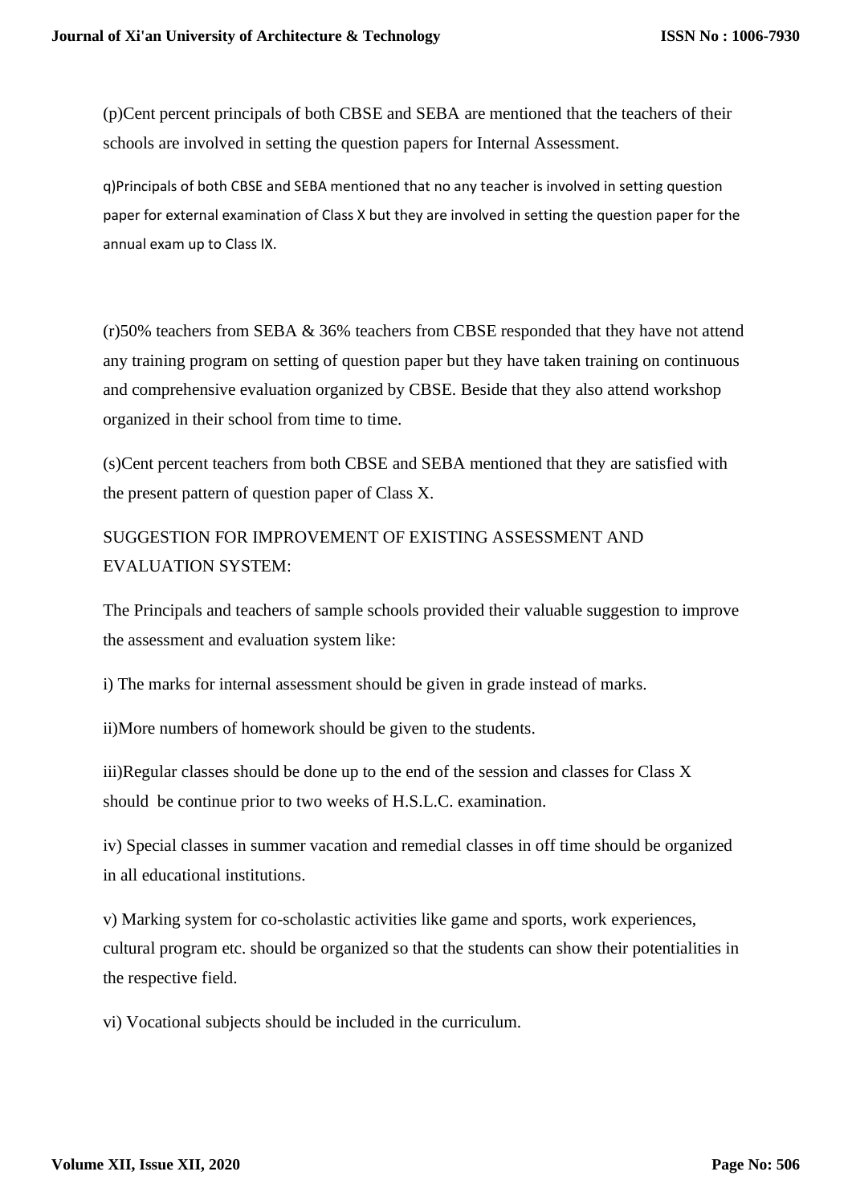(p)Cent percent principals of both CBSE and SEBA are mentioned that the teachers of their schools are involved in setting the question papers for Internal Assessment.

q)Principals of both CBSE and SEBA mentioned that no any teacher is involved in setting question paper for external examination of Class X but they are involved in setting the question paper for the annual exam up to Class IX.

(r)50% teachers from SEBA & 36% teachers from CBSE responded that they have not attend any training program on setting of question paper but they have taken training on continuous and comprehensive evaluation organized by CBSE. Beside that they also attend workshop organized in their school from time to time.

(s)Cent percent teachers from both CBSE and SEBA mentioned that they are satisfied with the present pattern of question paper of Class X.

SUGGESTION FOR IMPROVEMENT OF EXISTING ASSESSMENT AND EVALUATION SYSTEM:

The Principals and teachers of sample schools provided their valuable suggestion to improve the assessment and evaluation system like:

i) The marks for internal assessment should be given in grade instead of marks.

ii)More numbers of homework should be given to the students.

iii)Regular classes should be done up to the end of the session and classes for Class X should be continue prior to two weeks of H.S.L.C. examination.

iv) Special classes in summer vacation and remedial classes in off time should be organized in all educational institutions.

v) Marking system for co-scholastic activities like game and sports, work experiences, cultural program etc. should be organized so that the students can show their potentialities in the respective field.

vi) Vocational subjects should be included in the curriculum.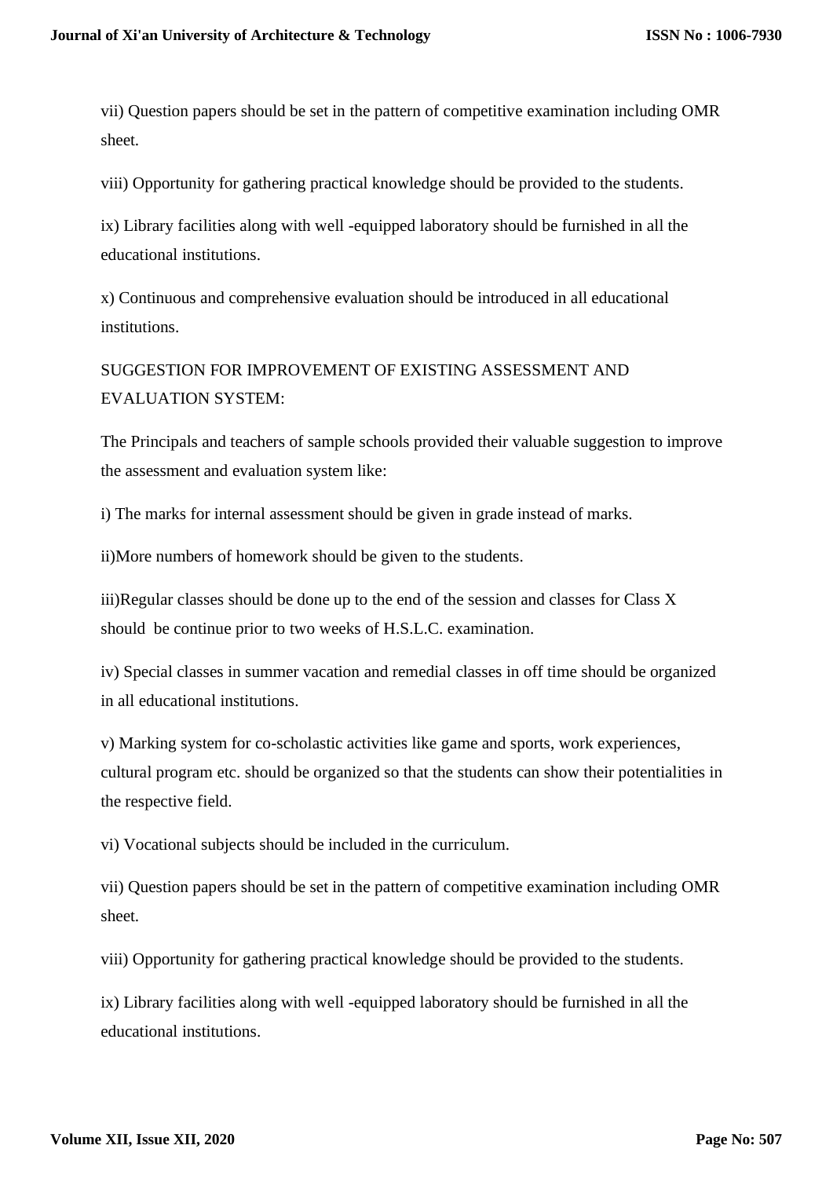vii) Question papers should be set in the pattern of competitive examination including OMR sheet.

viii) Opportunity for gathering practical knowledge should be provided to the students.

ix) Library facilities along with well -equipped laboratory should be furnished in all the educational institutions.

x) Continuous and comprehensive evaluation should be introduced in all educational institutions.

SUGGESTION FOR IMPROVEMENT OF EXISTING ASSESSMENT AND EVALUATION SYSTEM:

The Principals and teachers of sample schools provided their valuable suggestion to improve the assessment and evaluation system like:

i) The marks for internal assessment should be given in grade instead of marks.

ii)More numbers of homework should be given to the students.

iii)Regular classes should be done up to the end of the session and classes for Class X should be continue prior to two weeks of H.S.L.C. examination.

iv) Special classes in summer vacation and remedial classes in off time should be organized in all educational institutions.

v) Marking system for co-scholastic activities like game and sports, work experiences, cultural program etc. should be organized so that the students can show their potentialities in the respective field.

vi) Vocational subjects should be included in the curriculum.

vii) Question papers should be set in the pattern of competitive examination including OMR sheet.

viii) Opportunity for gathering practical knowledge should be provided to the students.

ix) Library facilities along with well -equipped laboratory should be furnished in all the educational institutions.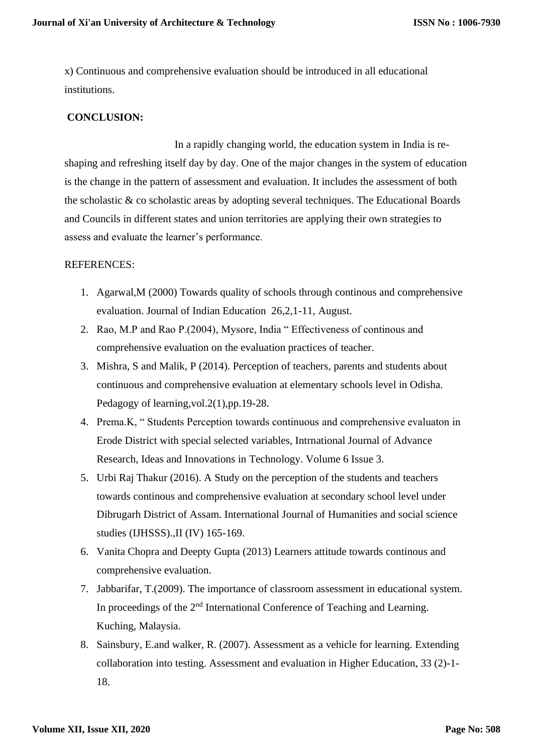x) Continuous and comprehensive evaluation should be introduced in all educational institutions.

## CONCLUSION:

In a rapidly changing world, the education system in India is re-shaping and refreshing itself day by day. One of the major changes in the system of education is the change in the pattern of assessment and evaluation. It includes the assessment of both the scholastic & co scholastic areas by adopting several techniques. The Educational Boards and Councils in different states and union territories are applying their own strategies to assess and evaluate the learner's performance.

REFERENCES:

1. Agarwal,M (2000) Towards quality of schools through continous and comprehensive evaluation. Journal of Indian Education 26,2,1-11, August.
2. Rao, M.P and Rao P.(2004), Mysore, India " Effectiveness of continous and comprehensive evaluation on the evaluation practices of teacher.
3. Mishra, S and Malik, P (2014). Perception of teachers, parents and students about continuous and comprehensive evaluation at elementary schools level in Odisha. Pedagogy of learning,vol.2(1),pp.19-28.
4. Prema.K, " Students Perception towards continuous and comprehensive evaluaton in Erode District with special selected variables, Intrnational Journal of Advance Research, Ideas and Innovations in Technology. Volume 6 Issue 3.
5. Urbi Raj Thakur (2016). A Study on the perception of the students and teachers towards continous and comprehensive evaluation at secondary school level under Dibrugarh District of Assam. International Journal of Humanities and social science studies (IJHSSS).,II (IV) 165-169.
6. Vanita Chopra and Deepty Gupta (2013) Learners attitude towards continous and comprehensive evaluation.
7. Jabbarifar, T.(2009). The importance of classroom assessment in educational system. In proceedings of the 2nd International Conference of Teaching and Learning. Kuching, Malaysia.
8. Sainsbury, E.and walker, R. (2007). Assessment as a vehicle for learning. Extending collaboration into testing. Assessment and evaluation in Higher Education, 33 (2)-1-18.